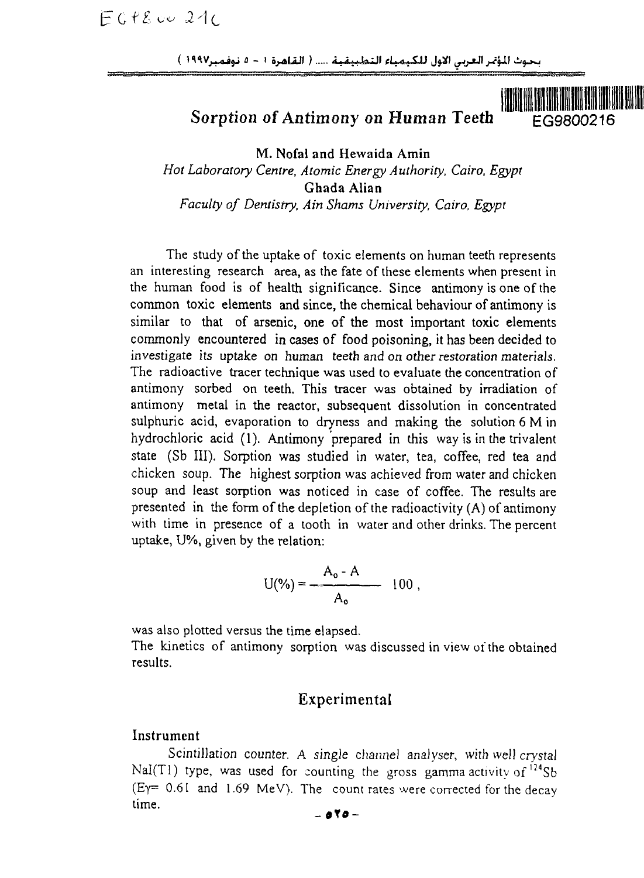# Sorption of Antimony on Human Teeth

EG9800216

**M. Nofal and Hewaida Amin**

*Hot Laboratory Centre, Atomic Energy Authority, Cairo, Egypt*

**Ghada Alian**

*Faculty of Dentistry, Ain Shams University, Cairo, Egypt*

The study of the uptake of toxic elements on human teeth represents an interesting research area, as the fate of these elements when present in the human food is of health significance. Since antimony is one of the common toxic elements and since, the chemical behaviour of antimony is similar to that of arsenic, one of the most important toxic elements commonly encountered in cases of food poisoning, it has been decided to investigate its uptake on human teeth and on other restoration materials. The radioactive tracer technique was used to evaluate the concentration of antimony sorbed on teeth. This tracer was obtained by irradiation of antimony metal in the reactor, subsequent dissolution in concentrated sulphuric acid, evaporation to dryness and making the solution 6 M in hydrochloric acid (1). Antimony prepared in this way is in the trivalent state (Sb III). Sorption was studied in water, tea, coffee, red tea and chicken soup. The highest sorption was achieved from water and chicken soup and least sorption was noticed in case of coffee. The results are presented in the form of the depletion of the radioactivity (A) of antimony with time in presence of a tooth in water and other drinks. The percent uptake, U%, given by the relation:

$$U(\%) = \frac{A_0 - A}{A_0} \; 100 ,$$

was also plotted versus the time elapsed.
The kinetics of antimony sorption was discussed in view of the obtained results.

## Experimental

### Instrument

Scintillation counter. A single channel analyser, with well crystal NaI(Tl) type, was used for counting the gross gamma activity of $^{124}Sb$ ($E\gamma = 0.61$ and 1.69 MeV). The count rates were corrected for the decay time.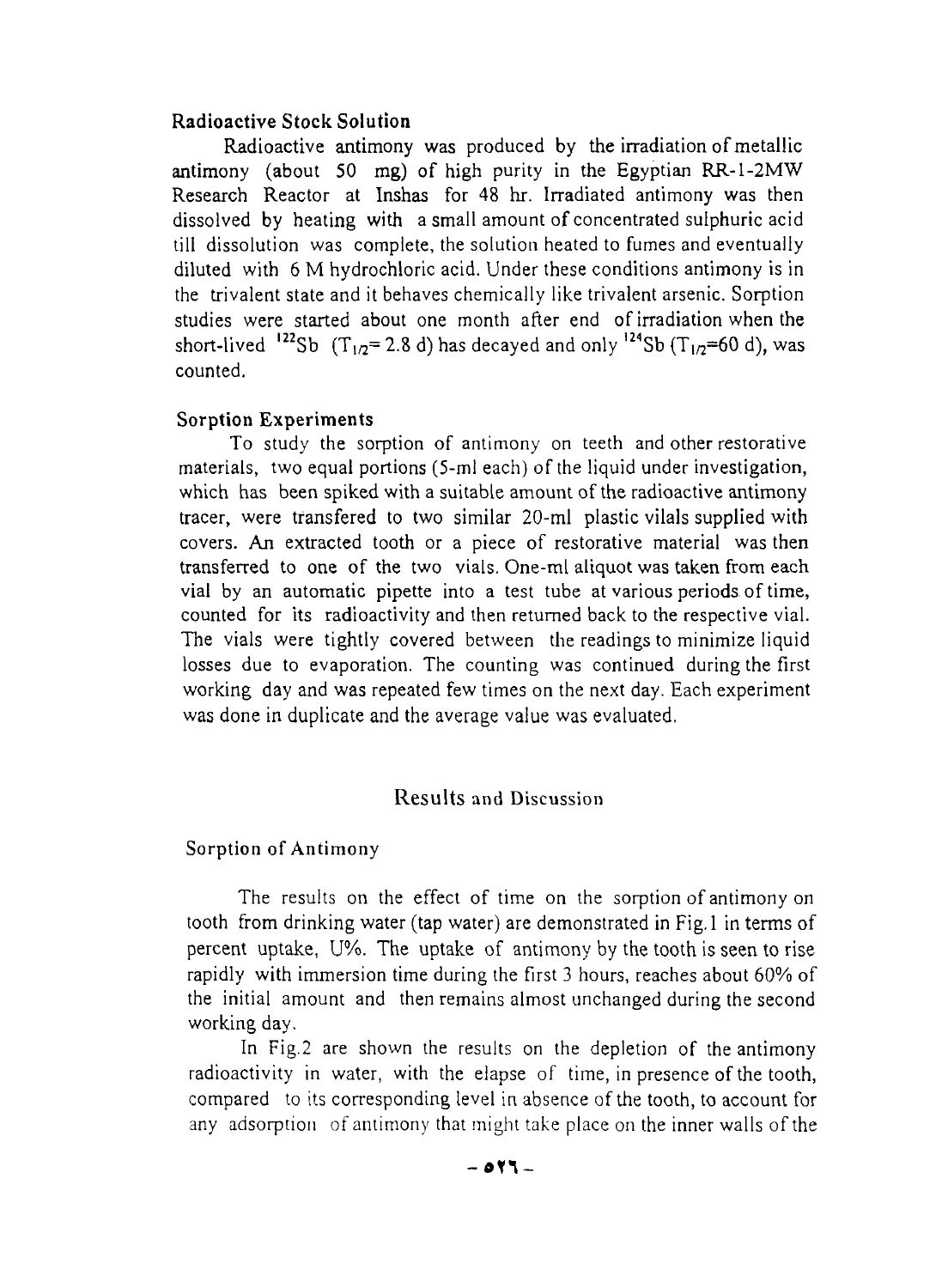### Radioactive Stock Solution

Radioactive antimony was produced by the irradiation of metallic antimony (about 50 mg) of high purity in the Egyptian RR-1-2MW Research Reactor at Inshas for 48 hr. Irradiated antimony was then dissolved by heating with a small amount of concentrated sulphuric acid till dissolution was complete, the solution heated to fumes and eventually diluted with 6 M hydrochloric acid. Under these conditions antimony is in the trivalent state and it behaves chemically like trivalent arsenic. Sorption studies were started about one month after end of irradiation when the short-lived $^{122}Sb$ ($T_{1/2}$= 2.8 d) has decayed and only $^{124}Sb$ ($T_{1/2}$=60 d), was counted.

### Sorption Experiments

To study the sorption of antimony on teeth and other restorative materials, two equal portions (5-ml each) of the liquid under investigation, which has been spiked with a suitable amount of the radioactive antimony tracer, were transfered to two similar 20-ml plastic vilals supplied with covers. An extracted tooth or a piece of restorative material was then transferred to one of the two vials. One-ml aliquot was taken from each vial by an automatic pipette into a test tube at various periods of time, counted for its radioactivity and then returned back to the respective vial. The vials were tightly covered between the readings to minimize liquid losses due to evaporation. The counting was continued during the first working day and was repeated few times on the next day. Each experiment was done in duplicate and the average value was evaluated.

## Results and Discussion

### Sorption of Antimony

The results on the effect of time on the sorption of antimony on tooth from drinking water (tap water) are demonstrated in Fig.1 in terms of percent uptake, U%. The uptake of antimony by the tooth is seen to rise rapidly with immersion time during the first 3 hours, reaches about 60% of the initial amount and then remains almost unchanged during the second working day.

In Fig.2 are shown the results on the depletion of the antimony radioactivity in water, with the elapse of time, in presence of the tooth, compared to its corresponding level in absence of the tooth, to account for any adsorption of antimony that might take place on the inner walls of the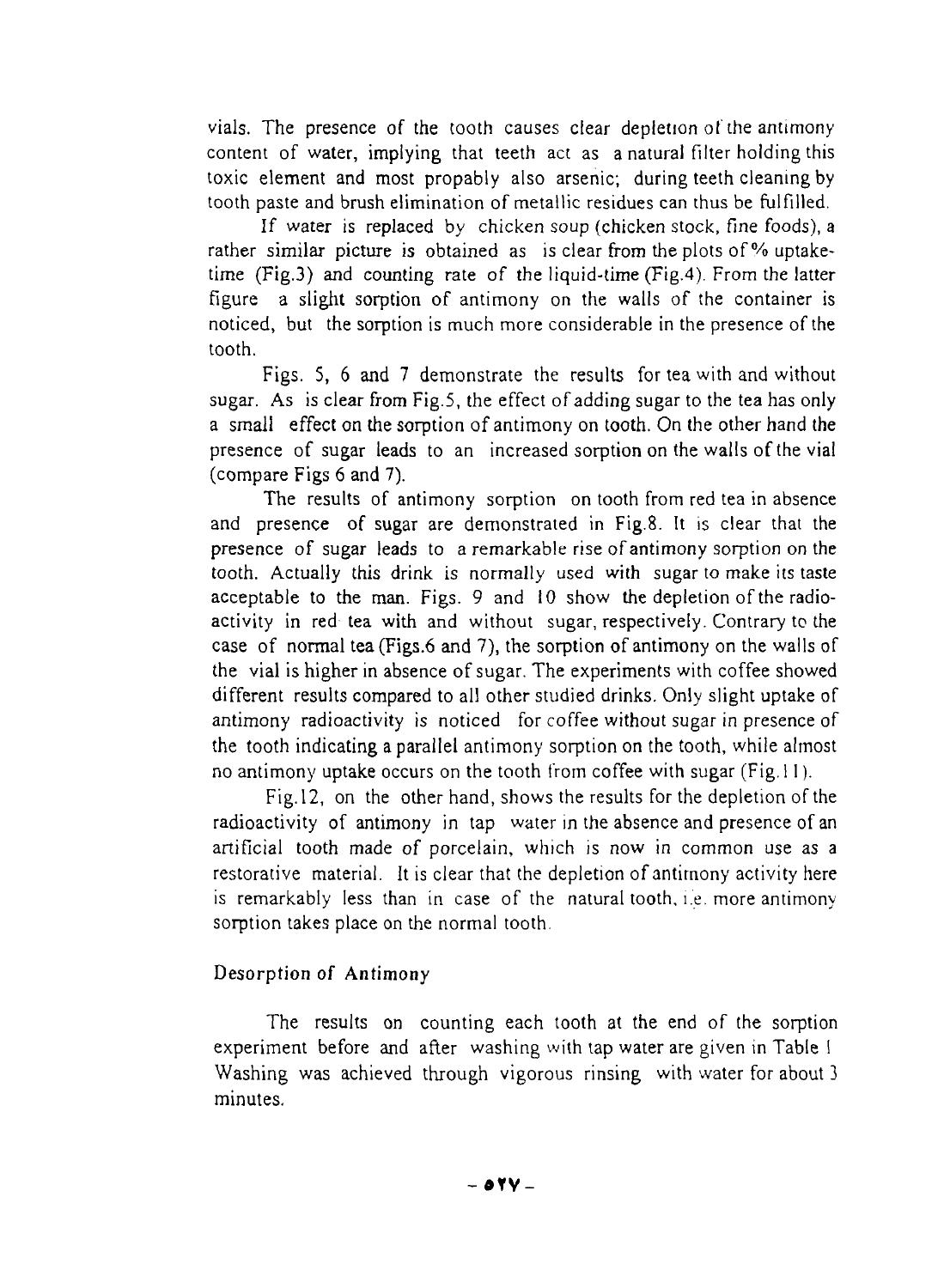vials. The presence of the tooth causes clear depletion of the antimony content of water, implying that teeth act as a natural filter holding this toxic element and most propably also arsenic; during teeth cleaning by tooth paste and brush elimination of metallic residues can thus be fulfilled.

If water is replaced by chicken soup (chicken stock, fine foods), a rather similar picture is obtained as is clear from the plots of % uptake-time (Fig.3) and counting rate of the liquid-time (Fig.4). From the latter figure a slight sorption of antimony on the walls of the container is noticed, but the sorption is much more considerable in the presence of the tooth.

Figs. 5, 6 and 7 demonstrate the results for tea with and without sugar. As is clear from Fig.5, the effect of adding sugar to the tea has only a small effect on the sorption of antimony on tooth. On the other hand the presence of sugar leads to an increased sorption on the walls of the vial (compare Figs 6 and 7).

The results of antimony sorption on tooth from red tea in absence and presence of sugar are demonstrated in Fig.8. It is clear that the presence of sugar leads to a remarkable rise of antimony sorption on the tooth. Actually this drink is normally used with sugar to make its taste acceptable to the man. Figs. 9 and 10 show the depletion of the radio-activity in red tea with and without sugar, respectively. Contrary to the case of normal tea (Figs.6 and 7), the sorption of antimony on the walls of the vial is higher in absence of sugar. The experiments with coffee showed different results compared to all other studied drinks. Only slight uptake of antimony radioactivity is noticed for coffee without sugar in presence of the tooth indicating a parallel antimony sorption on the tooth, while almost no antimony uptake occurs on the tooth from coffee with sugar (Fig.11).

Fig.12, on the other hand, shows the results for the depletion of the radioactivity of antimony in tap water in the absence and presence of an artificial tooth made of porcelain, which is now in common use as a restorative material. It is clear that the depletion of antimony activity here is remarkably less than in case of the natural tooth, i.e. more antimony sorption takes place on the normal tooth.

## Desorption of Antimony

The results on counting each tooth at the end of the sorption experiment before and after washing with tap water are given in Table I Washing was achieved through vigorous rinsing with water for about 3 minutes.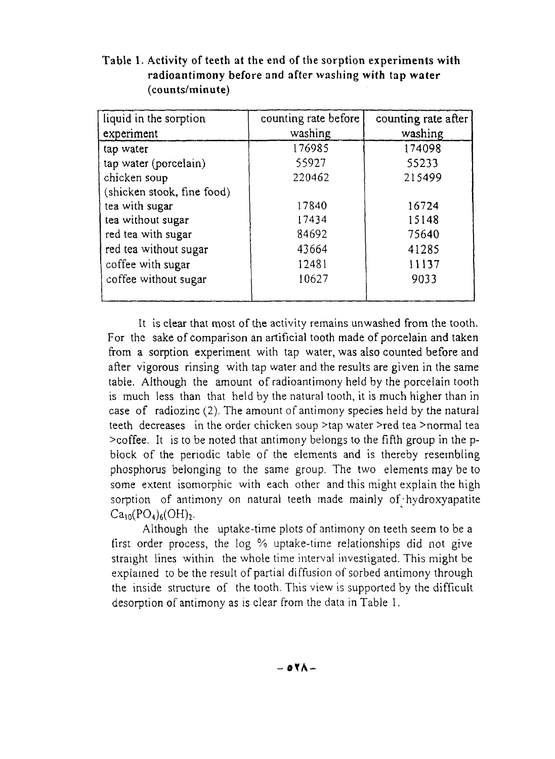**Table 1. Activity of teeth at the end of the sorption experiments with radioantimony before and after washing with tap water (counts/minute)**

| liquid in the sorption experiment | counting rate before washing | counting rate after washing |
|---|---|---|
| tap water | 176985 | 174098 |
| tap water (porcelain) | 55927 | 55233 |
| chicken soup (shicken stook, fine food) | 220462 | 215499 |
| tea with sugar | 17840 | 16724 |
| tea without sugar | 17434 | 15148 |
| red tea with sugar | 84692 | 75640 |
| red tea without sugar | 43664 | 41285 |
| coffee with sugar | 12481 | 11137 |
| coffee without sugar | 10627 | 9033 |

It is clear that most of the activity remains unwashed from the tooth. For the sake of comparison an artificial tooth made of porcelain and taken from a sorption experiment with tap water, was also counted before and after vigorous rinsing with tap water and the results are given in the same table. Although the amount of radioantimony held by the porcelain tooth is much less than that held by the natural tooth, it is much higher than in case of radiozinc (2). The amount of antimony species held by the natural teeth decreases in the order chicken soup >tap water >red tea >normal tea >coffee. It is to be noted that antimony belongs to the fifth group in the p-block of the periodic table of the elements and is thereby resembling phosphorus belonging to the same group. The two elements may be to some extent isomorphic with each other and this might explain the high sorption of antimony on natural teeth made mainly of hydroxyapatite $Ca_{10}(PO_4)_6(OH)_2$.

Although the uptake-time plots of antimony on teeth seem to be a first order process, the log % uptake-time relationships did not give straight lines within the whole time interval investigated. This might be explained to be the result of partial diffusion of sorbed antimony through the inside structure of the tooth. This view is supported by the difficult desorption of antimony as is clear from the data in Table 1.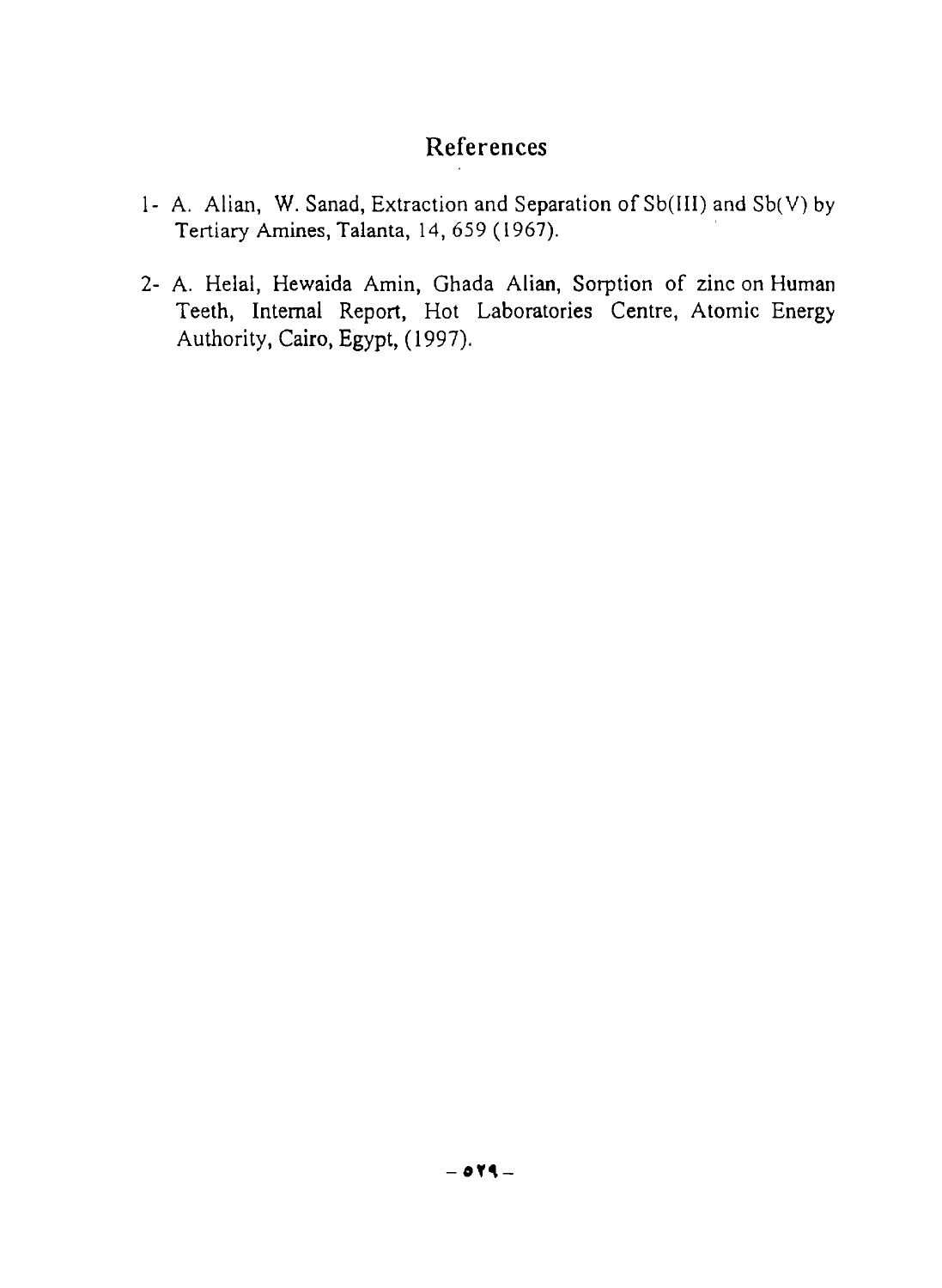## References

1- A. Alian, W. Sanad, Extraction and Separation of Sb(III) and Sb(V) by Tertiary Amines, Talanta, 14, 659 (1967).

2- A. Helal, Hewaida Amin, Ghada Alian, Sorption of zinc on Human Teeth, Internal Report, Hot Laboratories Centre, Atomic Energy Authority, Cairo, Egypt, (1997).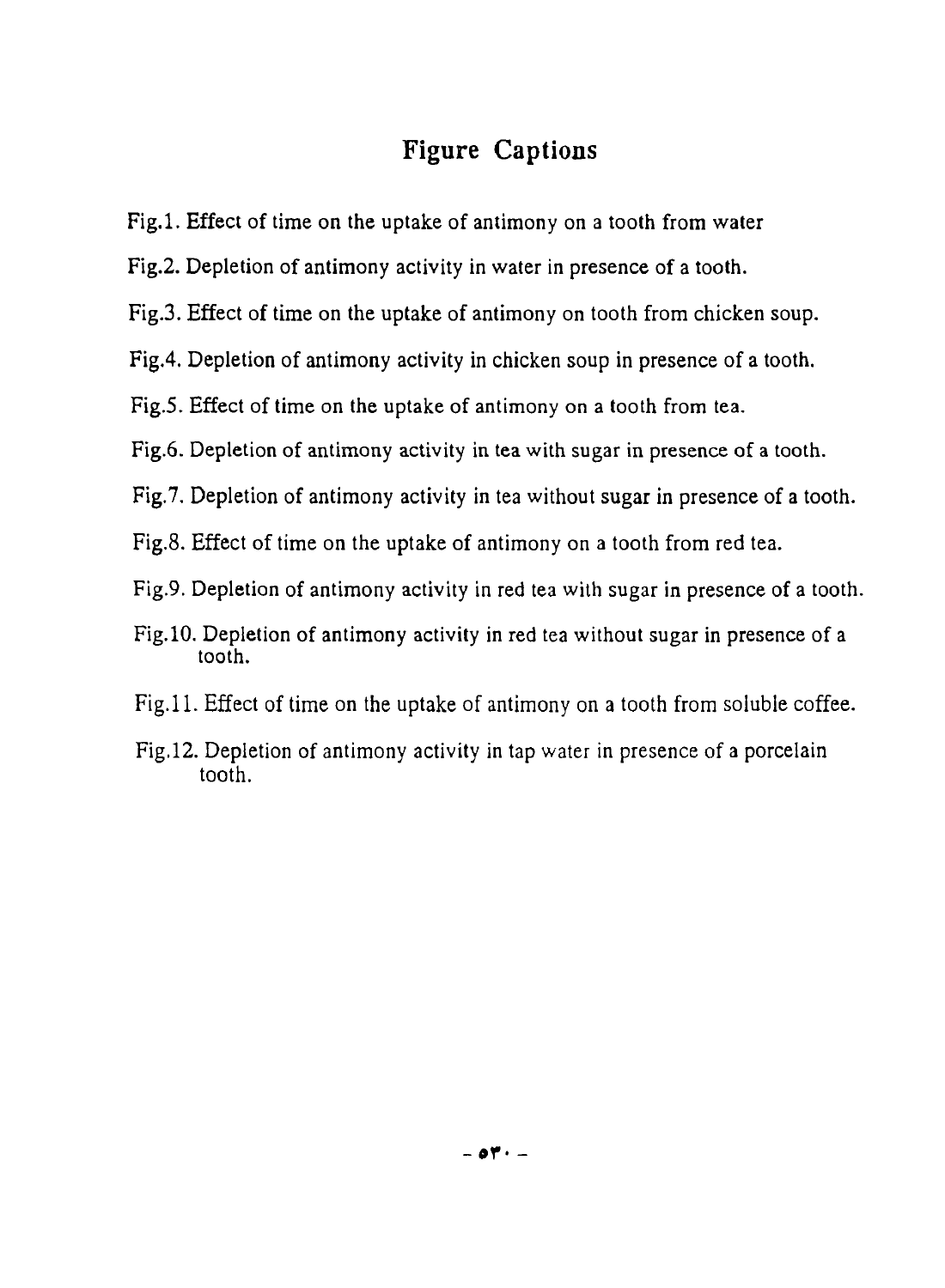## Figure Captions

Fig.1. Effect of time on the uptake of antimony on a tooth from water

Fig.2. Depletion of antimony activity in water in presence of a tooth.

Fig.3. Effect of time on the uptake of antimony on tooth from chicken soup.

Fig.4. Depletion of antimony activity in chicken soup in presence of a tooth.

Fig.5. Effect of time on the uptake of antimony on a tooth from tea.

Fig.6. Depletion of antimony activity in tea with sugar in presence of a tooth.

Fig.7. Depletion of antimony activity in tea without sugar in presence of a tooth.

Fig.8. Effect of time on the uptake of antimony on a tooth from red tea.

Fig.9. Depletion of antimony activity in red tea with sugar in presence of a tooth.

Fig.10. Depletion of antimony activity in red tea without sugar in presence of a tooth.

Fig.11. Effect of time on the uptake of antimony on a tooth from soluble coffee.

Fig.12. Depletion of antimony activity in tap water in presence of a porcelain tooth.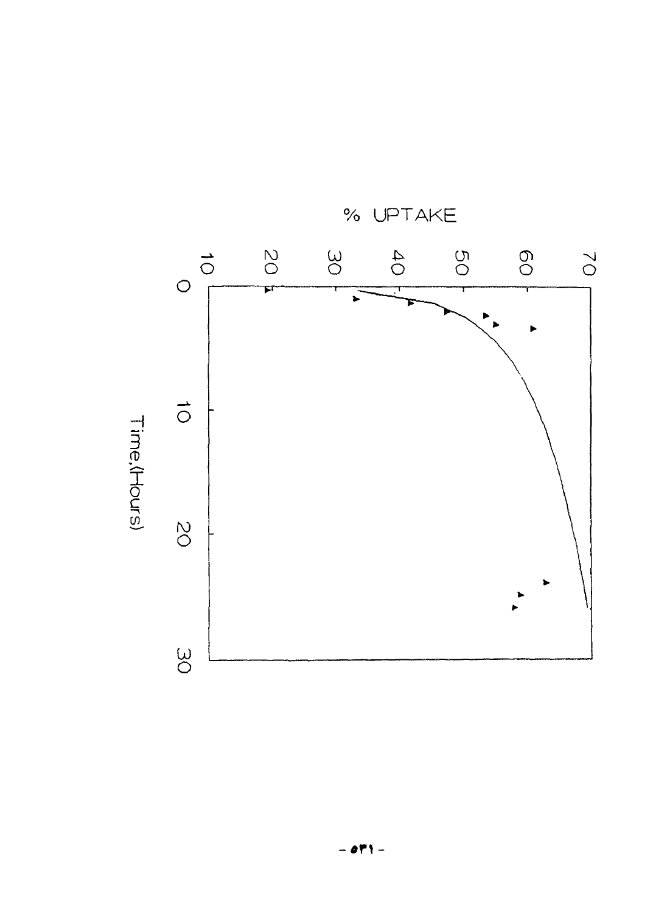% UPTAKE

70
60
50
40
30
20
10

0
10
20
30

Time,(Hours)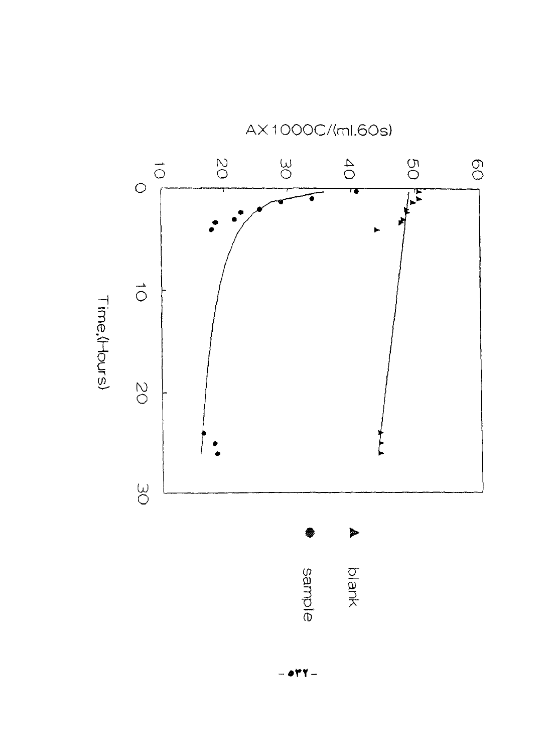AX1000C/(ml.60s)

Time,(Hours)

▲ blank

● sample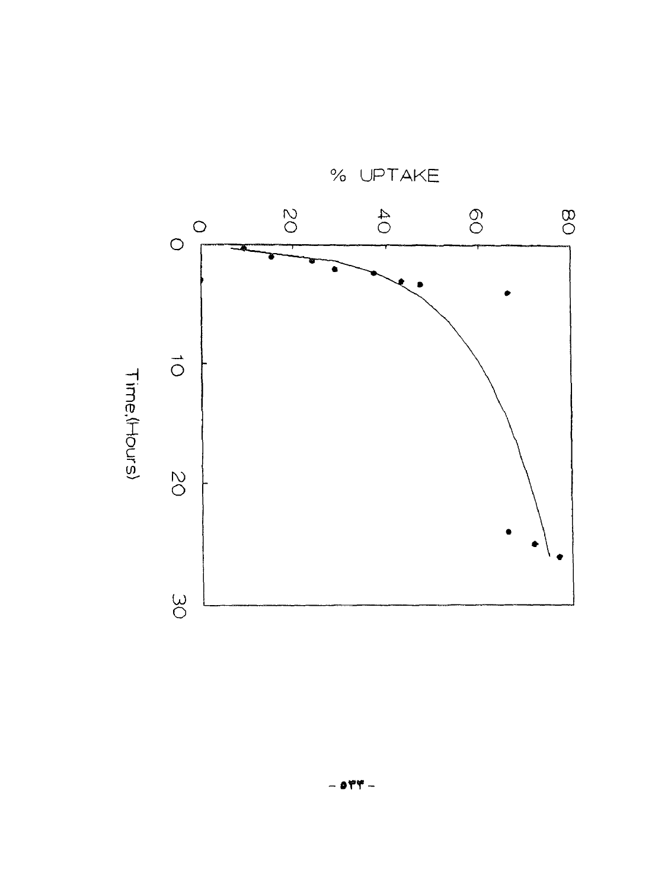% UPTAKE

0 20 40 60 80

0 10 20 30

Time,(Hours)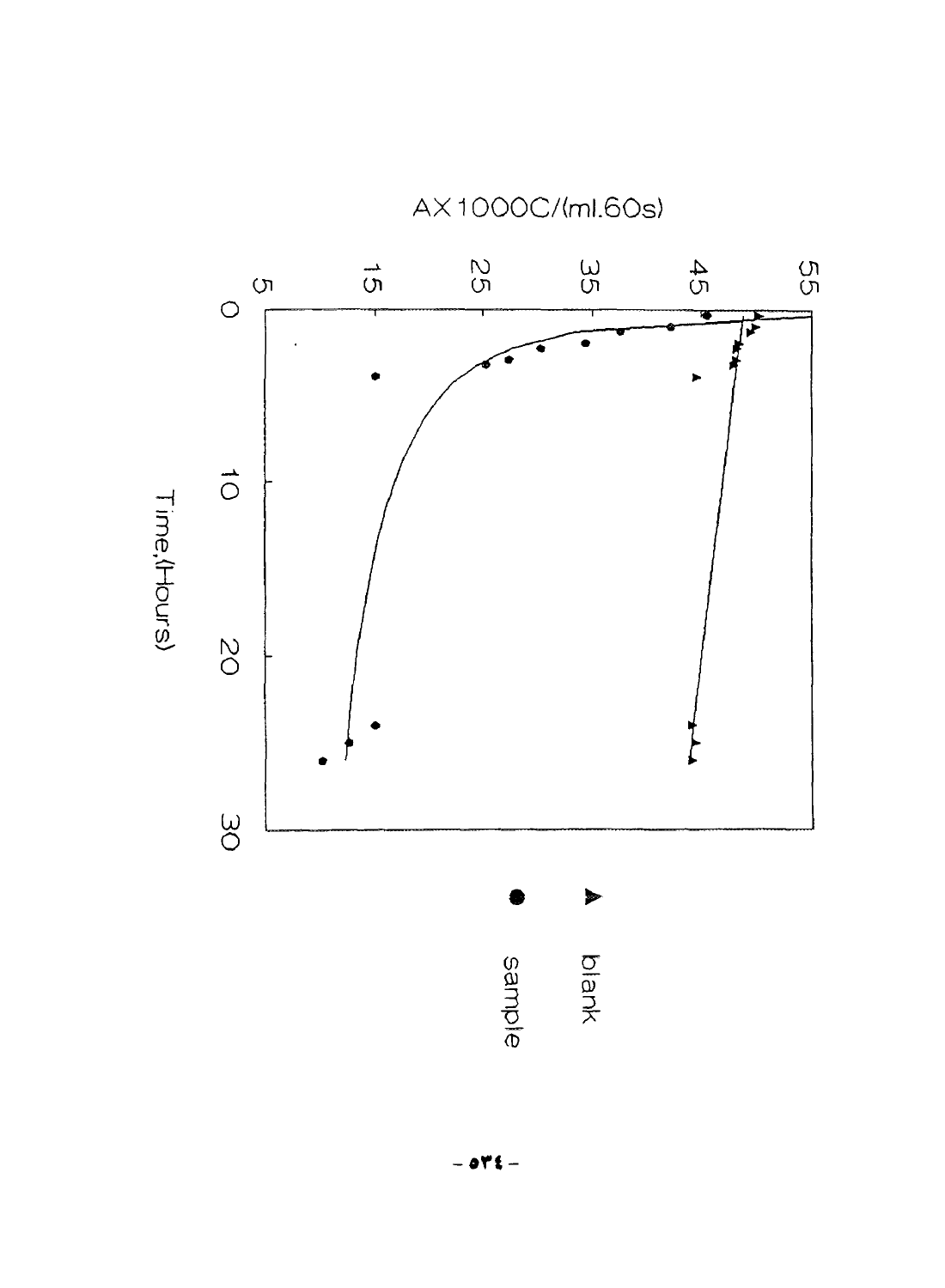AX1000C/(ml.60s)

Time,(Hours)

▲ blank

● sample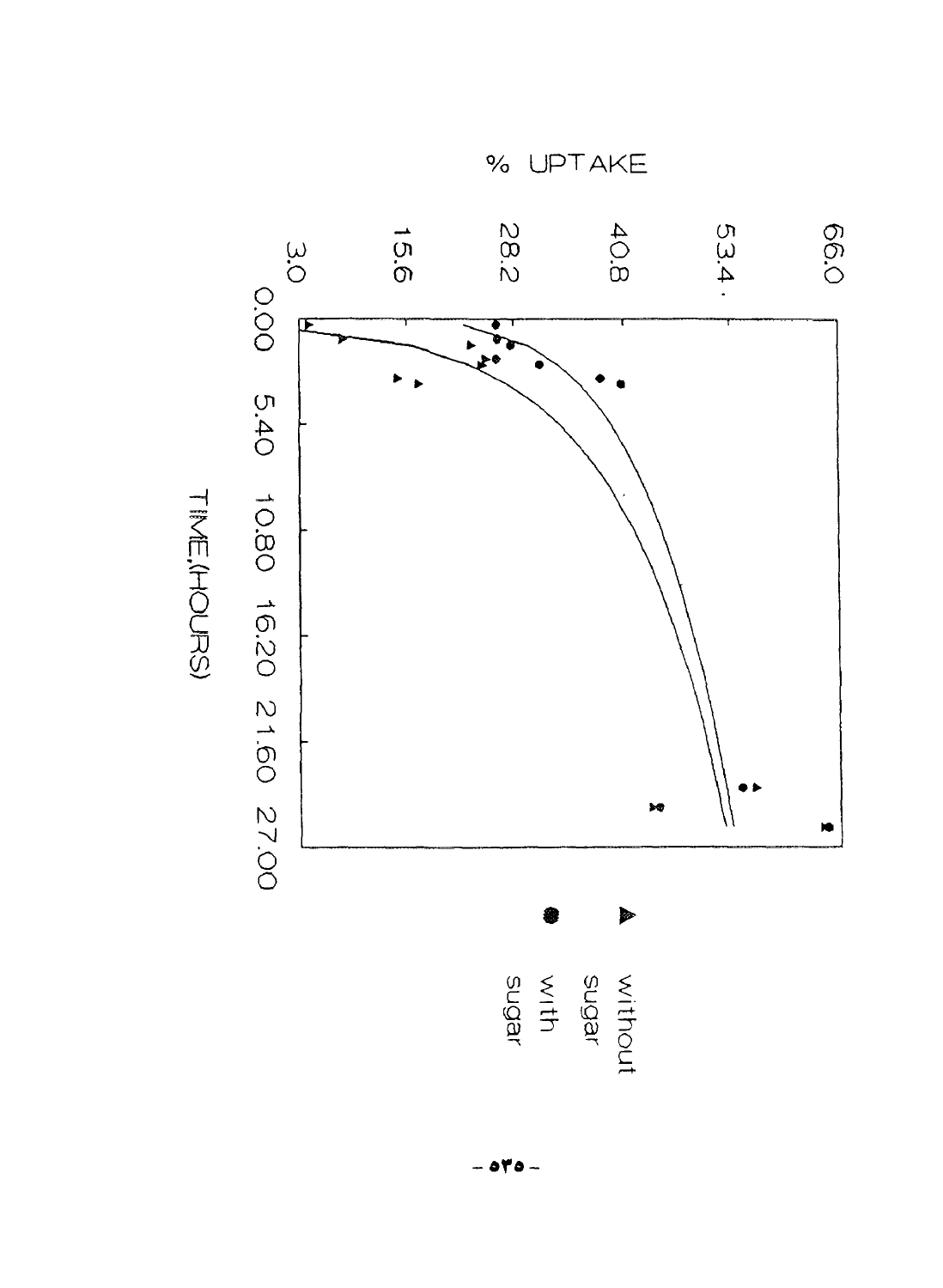% UPTAKE

66.0

53.4

40.8

28.2

15.6

3.0

0.00 5.40 10.80 16.20 21.60 27.00

TIME,(HOURS)

▲ without sugar

● with sugar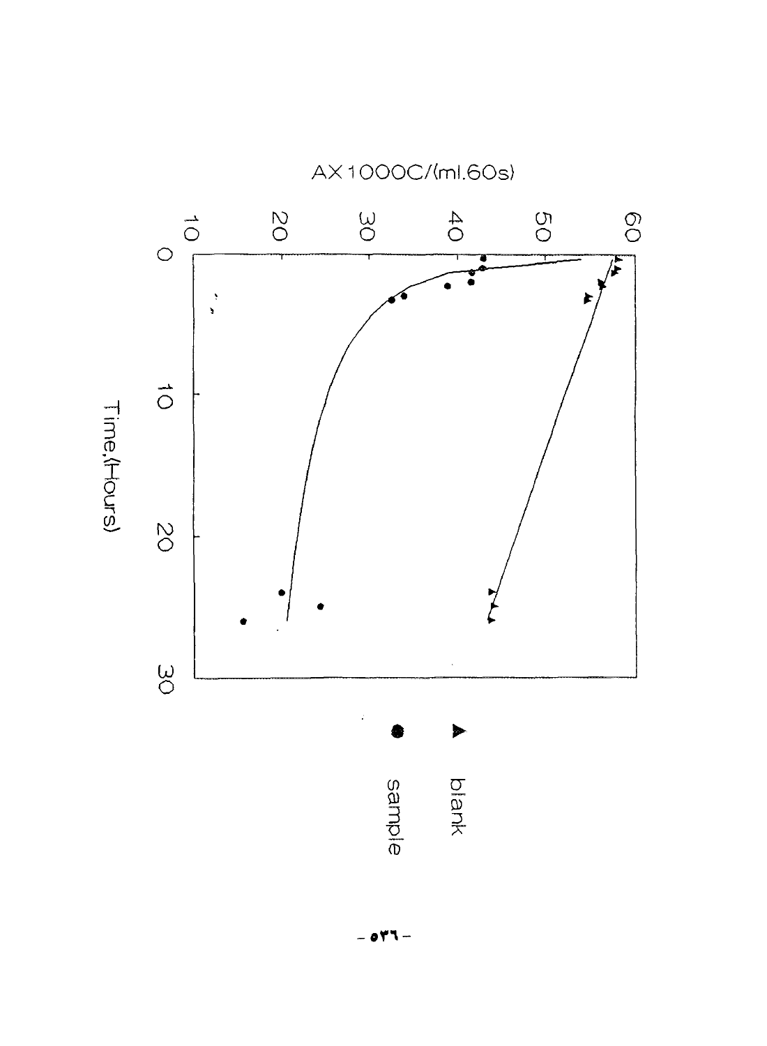AX1000C/(ml.60s)

Time,(Hours)

▲ blank

● sample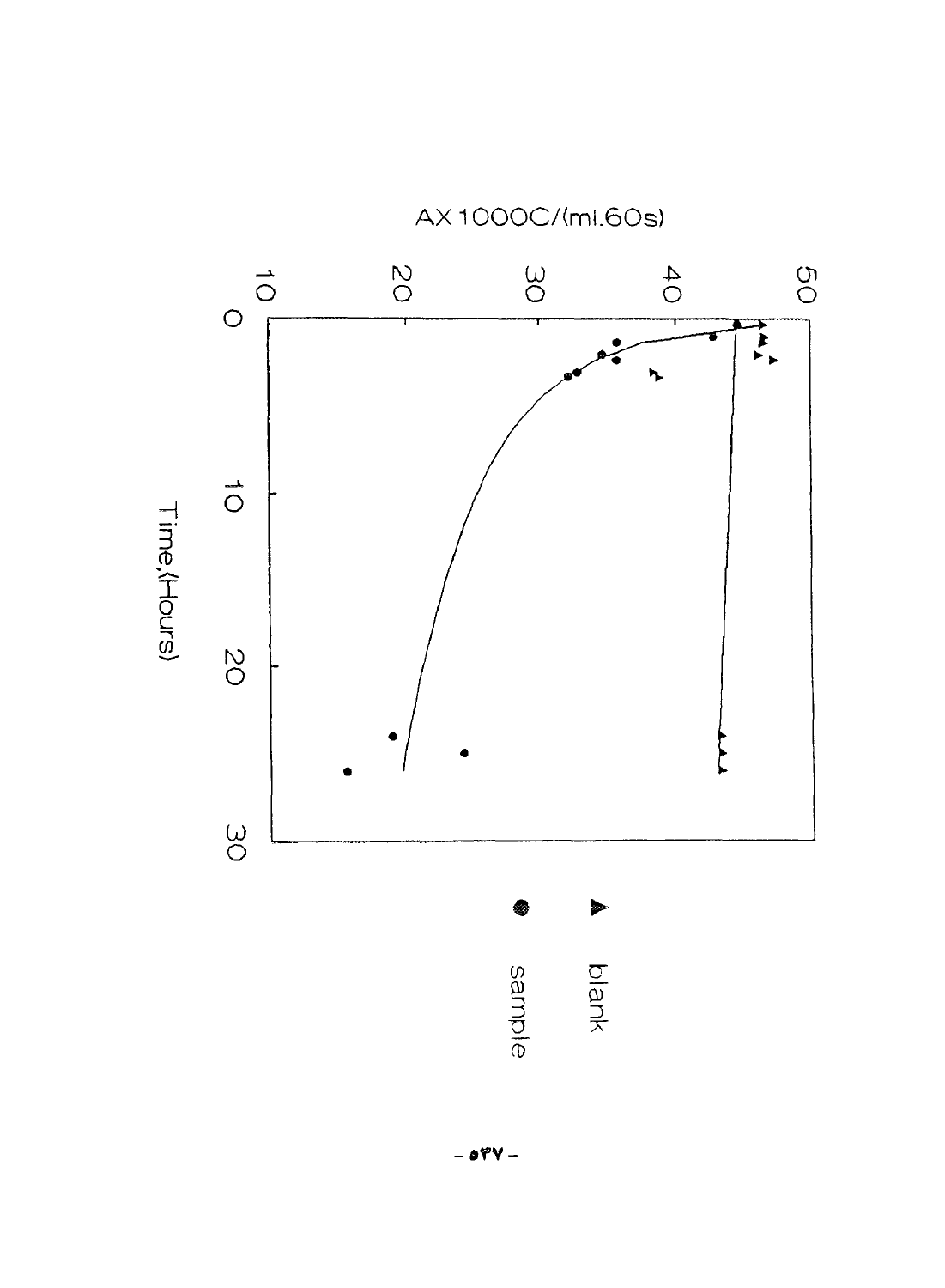AX1000C/(ml.60s)

50

40

30

20

10

0

10

20

30

Time,(Hours)

▲ blank

● sample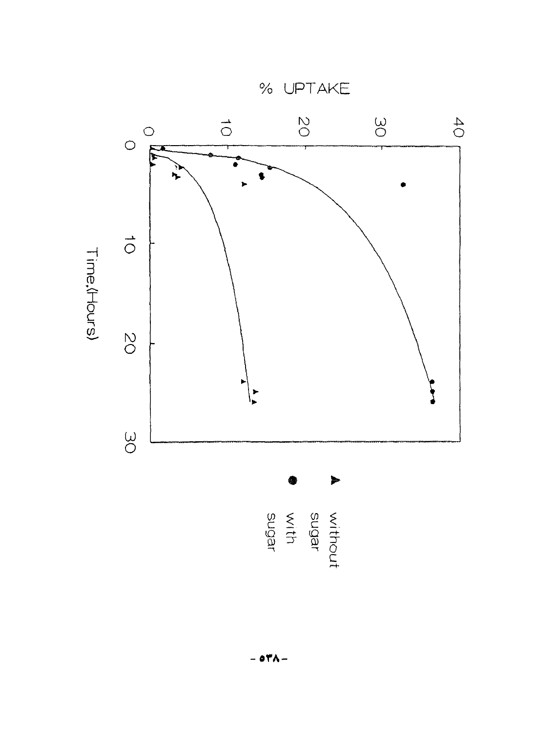% UPTAKE

Time,(Hours)

▲ without sugar

● with sugar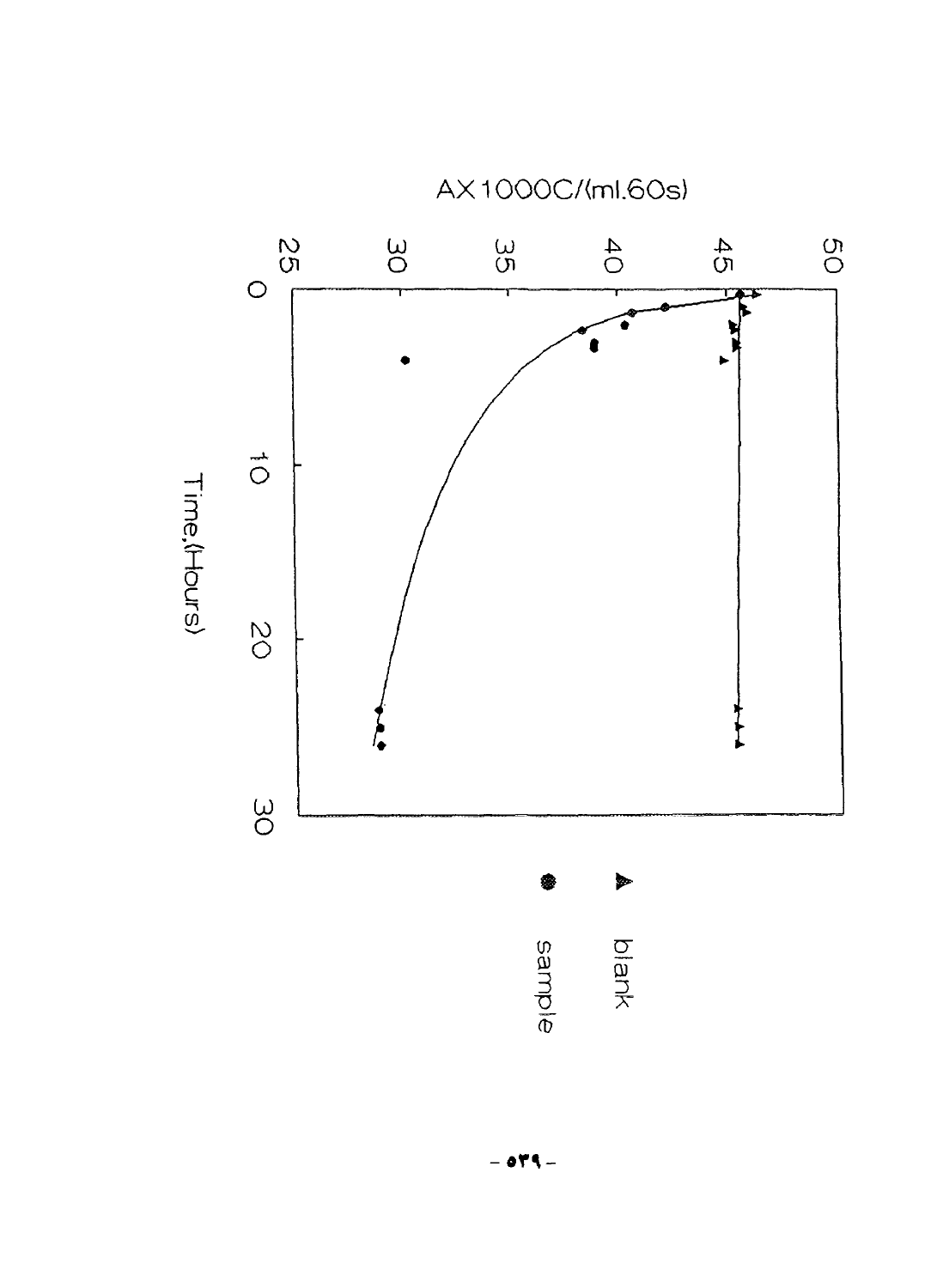AX1000C/(ml.60s)

Time,(Hours)

▲ blank

● sample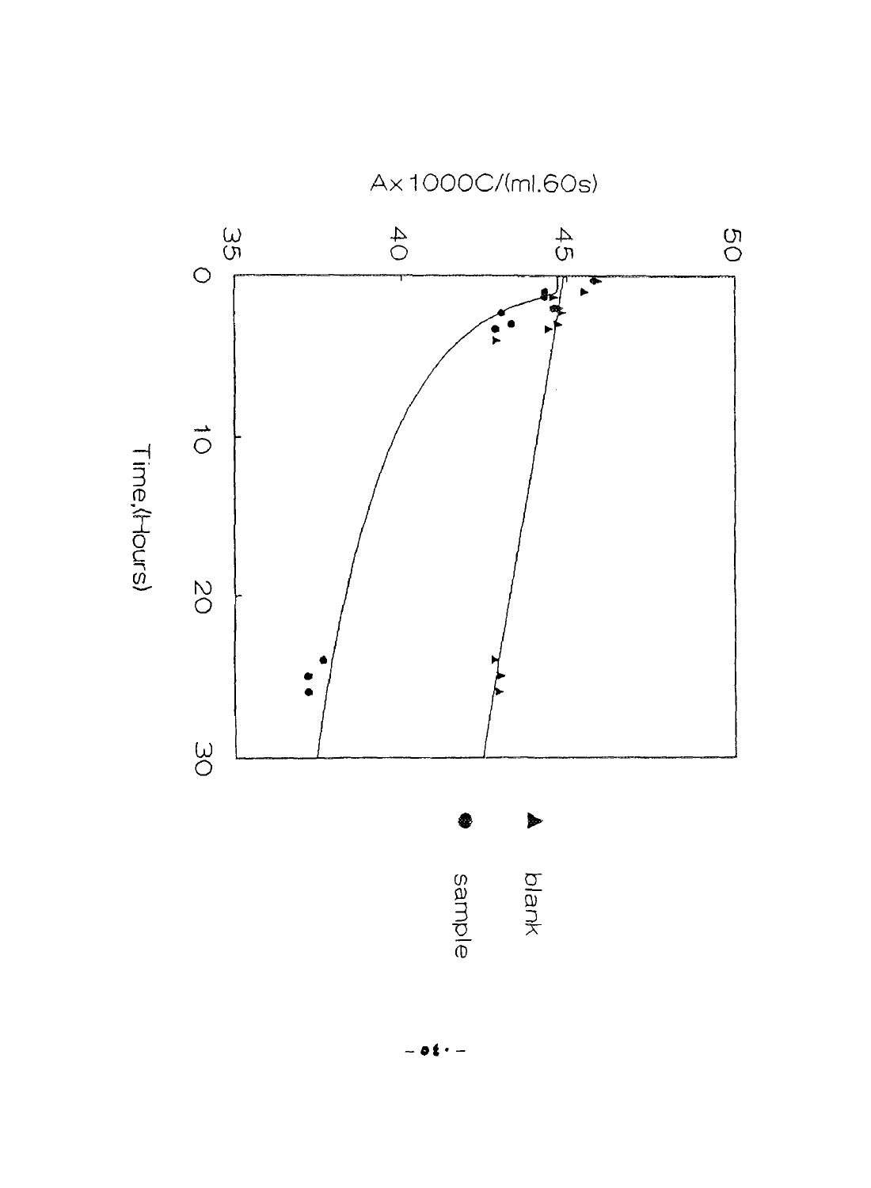A×1000C/(ml.60s)

50

45

40

35

0

10

20

30

Time,(Hours)

▲ blank

● sample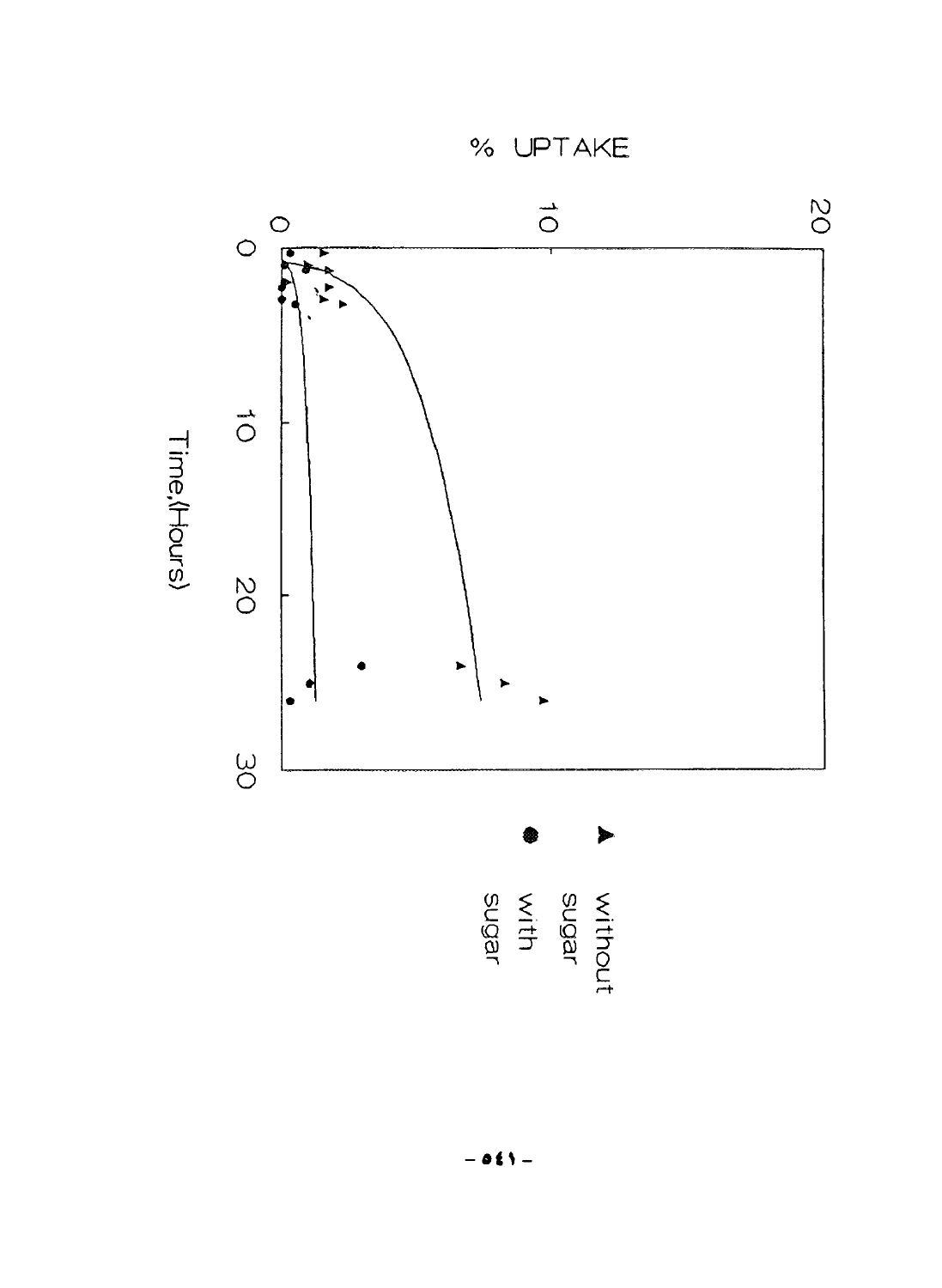% UPTAKE

Time,(Hours)

▲ without sugar

● with sugar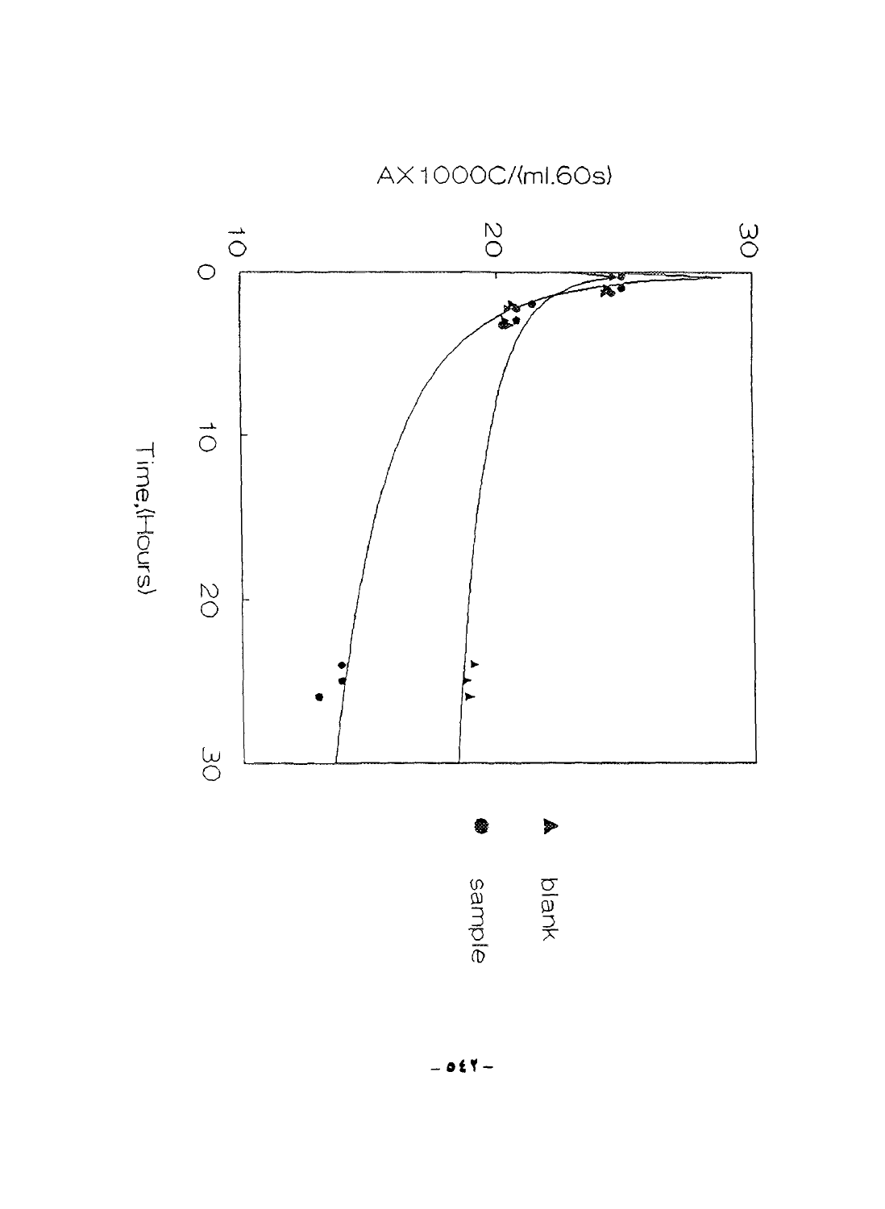AX1000C/(ml.60s)

30

20

10

0

10

20

30

Time,(Hours)

blank

sample